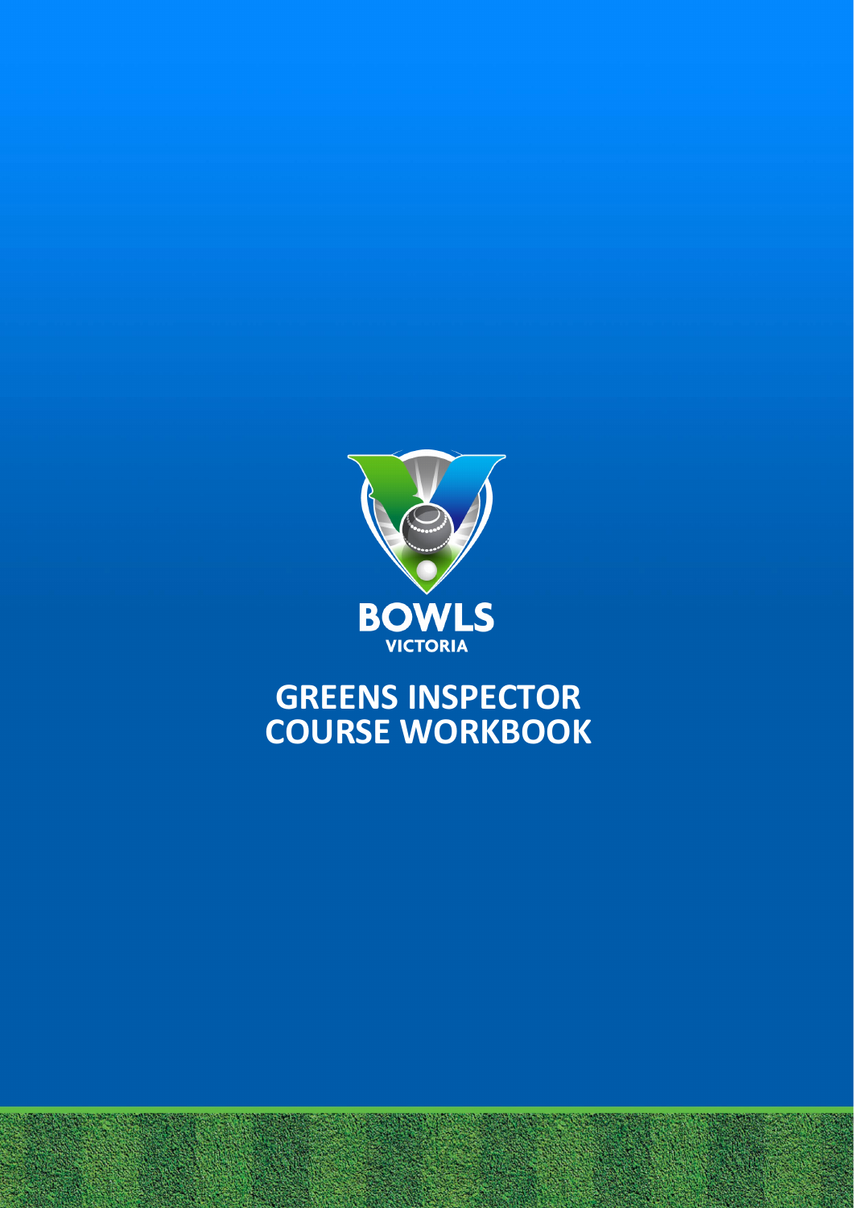BOWLS
VICTORIA

# GREENS INSPECTOR COURSE WORKBOOK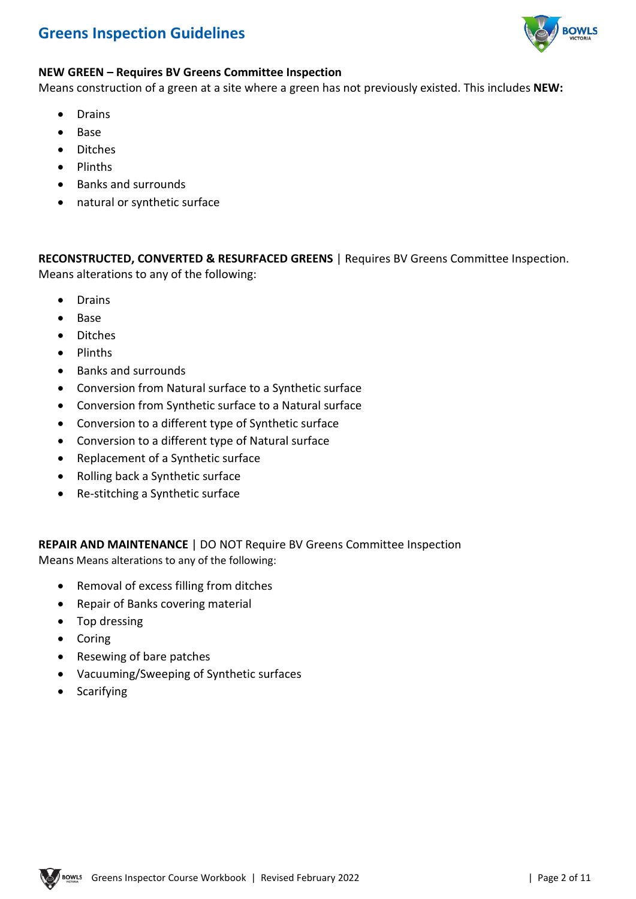# Greens Inspection Guidelines

**NEW GREEN – Requires BV Greens Committee Inspection**
Means construction of a green at a site where a green has not previously existed. This includes **NEW:**

- Drains
- Base
- Ditches
- Plinths
- Banks and surrounds
- natural or synthetic surface

**RECONSTRUCTED, CONVERTED & RESURFACED GREENS** | Requires BV Greens Committee Inspection.
Means alterations to any of the following:

- Drains
- Base
- Ditches
- Plinths
- Banks and surrounds
- Conversion from Natural surface to a Synthetic surface
- Conversion from Synthetic surface to a Natural surface
- Conversion to a different type of Synthetic surface
- Conversion to a different type of Natural surface
- Replacement of a Synthetic surface
- Rolling back a Synthetic surface
- Re-stitching a Synthetic surface

**REPAIR AND MAINTENANCE** | DO NOT Require BV Greens Committee Inspection
Means Means alterations to any of the following:

- Removal of excess filling from ditches
- Repair of Banks covering material
- Top dressing
- Coring
- Resewing of bare patches
- Vacuuming/Sweeping of Synthetic surfaces
- Scarifying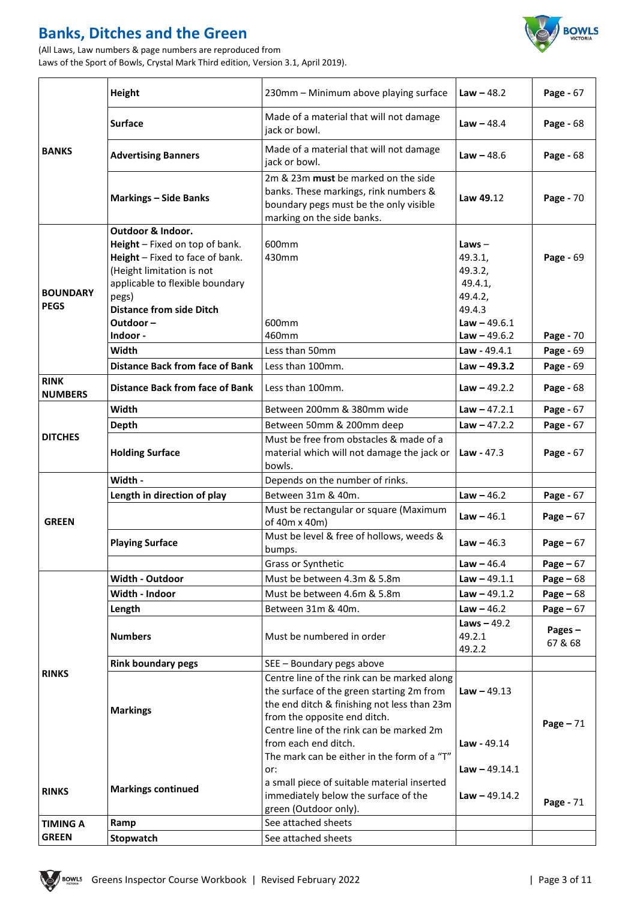# Banks, Ditches and the Green

(All Laws, Law numbers & page numbers are reproduced from
Laws of the Sport of Bowls, Crystal Mark Third edition, Version 3.1, April 2019).

| | | | | |
|---|---|---|---|---|
| **BANKS** | **Height** | 230mm – Minimum above playing surface | **Law** – 48.2 | **Page** - 67 |
| | **Surface** | Made of a material that will not damage jack or bowl. | **Law** – 48.4 | **Page** - 68 |
| | **Advertising Banners** | Made of a material that will not damage jack or bowl. | **Law** – 48.6 | **Page** - 68 |
| | **Markings – Side Banks** | 2m & 23m **must** be marked on the side banks. These markings, rink numbers & boundary pegs must be the only visible marking on the side banks. | **Law 49.**12 | **Page** - 70 |
| **BOUNDARY PEGS** | **Outdoor & Indoor.** <br> **Height** – Fixed on top of bank. <br> **Height** – Fixed to face of bank. <br> (Height limitation is not applicable to flexible boundary pegs) <br> **Distance from side Ditch** <br> **Outdoor** – <br> **Indoor** - | 600mm <br> 430mm <br><br><br><br> 600mm <br> 460mm | **Laws** – <br> 49.3.1, <br> 49.3.2, <br> 49.4.1, <br> 49.4.2, <br> 49.4.3 <br> **Law** – 49.6.1 <br> **Law** – 49.6.2 | **Page** - 69 <br><br><br><br><br><br> **Page** - 70 |
| | **Width** | Less than 50mm | **Law** - 49.4.1 | **Page** - 69 |
| | **Distance Back from face of Bank** | Less than 100mm. | **Law** – **49.3.2** | **Page** - 69 |
| **RINK NUMBERS** | **Distance Back from face of Bank** | Less than 100mm. | **Law** – 49.2.2 | **Page** - 68 |
| **DITCHES** | **Width** | Between 200mm & 380mm wide | **Law** – 47.2.1 | **Page** - 67 |
| | **Depth** | Between 50mm & 200mm deep | **Law** – 47.2.2 | **Page** - 67 |
| | **Holding Surface** | Must be free from obstacles & made of a material which will not damage the jack or bowls. | **Law** - 47.3 | **Page** - 67 |
| **GREEN** | **Width** - | Depends on the number of rinks. | | |
| | **Length in direction of play** | Between 31m & 40m. | **Law** – 46.2 | **Page** - 67 |
| | | Must be rectangular or square (Maximum of 40m x 40m) | **Law** – 46.1 | **Page** – 67 |
| | **Playing Surface** | Must be level & free of hollows, weeds & bumps. | **Law** – 46.3 | **Page** – 67 |
| | | Grass or Synthetic | **Law** – 46.4 | **Page** – 67 |
| **RINKS** | **Width - Outdoor** | Must be between 4.3m & 5.8m | **Law** – 49.1.1 | **Page** – 68 |
| | **Width - Indoor** | Must be between 4.6m & 5.8m | **Law** – 49.1.2 | **Page** – 68 |
| | **Length** | Between 31m & 40m. | **Law** – 46.2 | **Page** – 67 |
| | **Numbers** | Must be numbered in order | **Laws** – 49.2 <br> 49.2.1 <br> 49.2.2 | **Pages** – 67 & 68 |
| | **Rink boundary pegs** | SEE – Boundary pegs above | | |
| | **Markings** | Centre line of the rink can be marked along the surface of the green starting 2m from the end ditch & finishing not less than 23m from the opposite end ditch. <br> Centre line of the rink can be marked 2m from each end ditch. | **Law** – 49.13 <br><br> **Law** - 49.14 | **Page** – 71 |
| **RINKS** | **Markings continued** | The mark can be either in the form of a "T" or: <br> a small piece of suitable material inserted immediately below the surface of the green (Outdoor only). | **Law** – 49.14.1 <br> **Law** – 49.14.2 | **Page** - 71 |
| **TIMING A GREEN** | **Ramp** | See attached sheets | | |
| | **Stopwatch** | See attached sheets | | |

Greens Inspector Course Workbook | Revised February 2022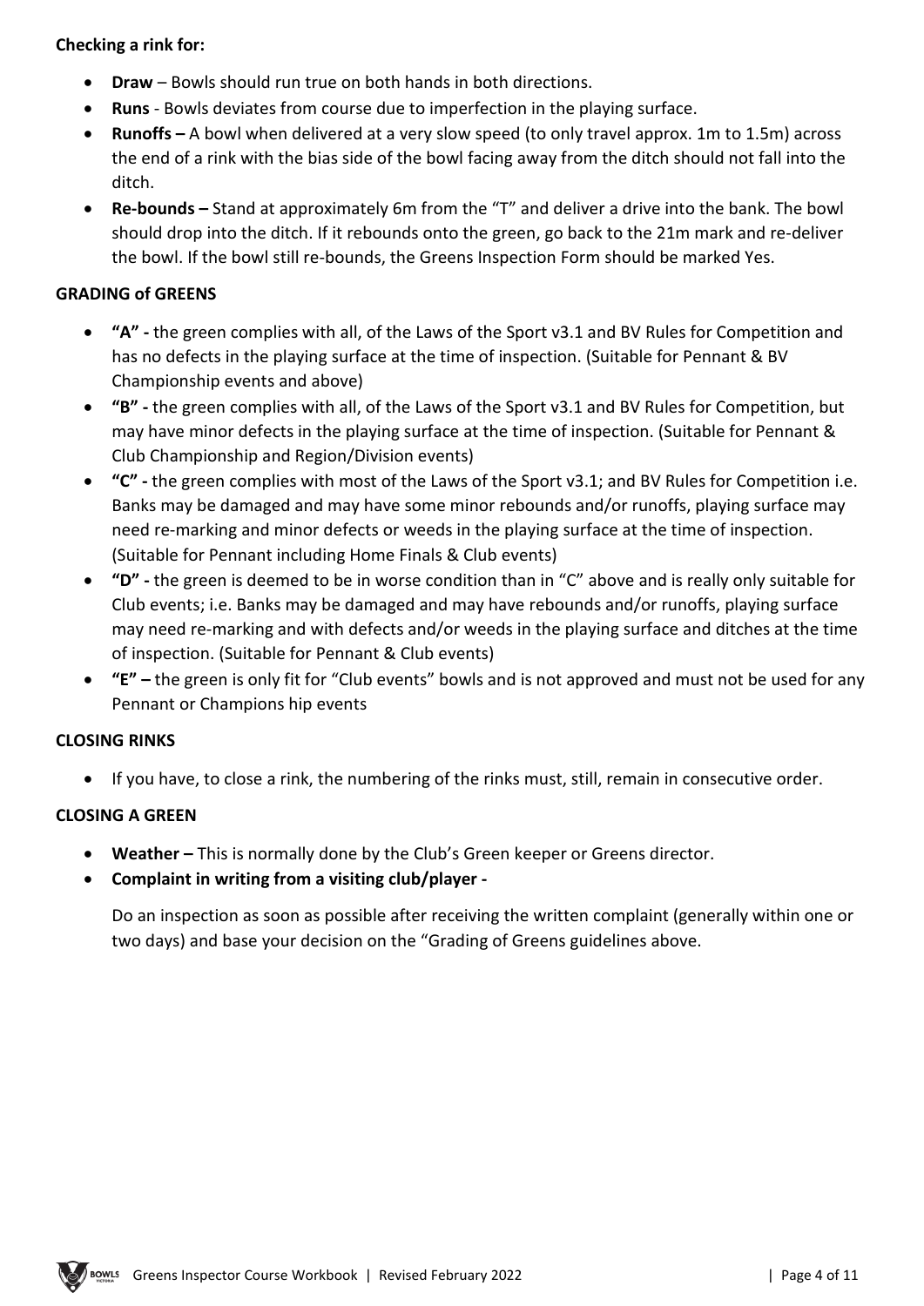**Checking a rink for:**

- **Draw** – Bowls should run true on both hands in both directions.
- **Runs** - Bowls deviates from course due to imperfection in the playing surface.
- **Runoffs –** A bowl when delivered at a very slow speed (to only travel approx. 1m to 1.5m) across the end of a rink with the bias side of the bowl facing away from the ditch should not fall into the ditch.
- **Re-bounds –** Stand at approximately 6m from the "T" and deliver a drive into the bank. The bowl should drop into the ditch. If it rebounds onto the green, go back to the 21m mark and re-deliver the bowl. If the bowl still re-bounds, the Greens Inspection Form should be marked Yes.

**GRADING of GREENS**

- **"A" -** the green complies with all, of the Laws of the Sport v3.1 and BV Rules for Competition and has no defects in the playing surface at the time of inspection. (Suitable for Pennant & BV Championship events and above)
- **"B" -** the green complies with all, of the Laws of the Sport v3.1 and BV Rules for Competition, but may have minor defects in the playing surface at the time of inspection. (Suitable for Pennant & Club Championship and Region/Division events)
- **"C" -** the green complies with most of the Laws of the Sport v3.1; and BV Rules for Competition i.e. Banks may be damaged and may have some minor rebounds and/or runoffs, playing surface may need re-marking and minor defects or weeds in the playing surface at the time of inspection. (Suitable for Pennant including Home Finals & Club events)
- **"D" -** the green is deemed to be in worse condition than in "C" above and is really only suitable for Club events; i.e. Banks may be damaged and may have rebounds and/or runoffs, playing surface may need re-marking and with defects and/or weeds in the playing surface and ditches at the time of inspection. (Suitable for Pennant & Club events)
- **"E" –** the green is only fit for "Club events" bowls and is not approved and must not be used for any Pennant or Champions hip events

**CLOSING RINKS**

- If you have, to close a rink, the numbering of the rinks must, still, remain in consecutive order.

**CLOSING A GREEN**

- **Weather –** This is normally done by the Club's Green keeper or Greens director.
- **Complaint in writing from a visiting club/player -**

  Do an inspection as soon as possible after receiving the written complaint (generally within one or two days) and base your decision on the "Grading of Greens guidelines above.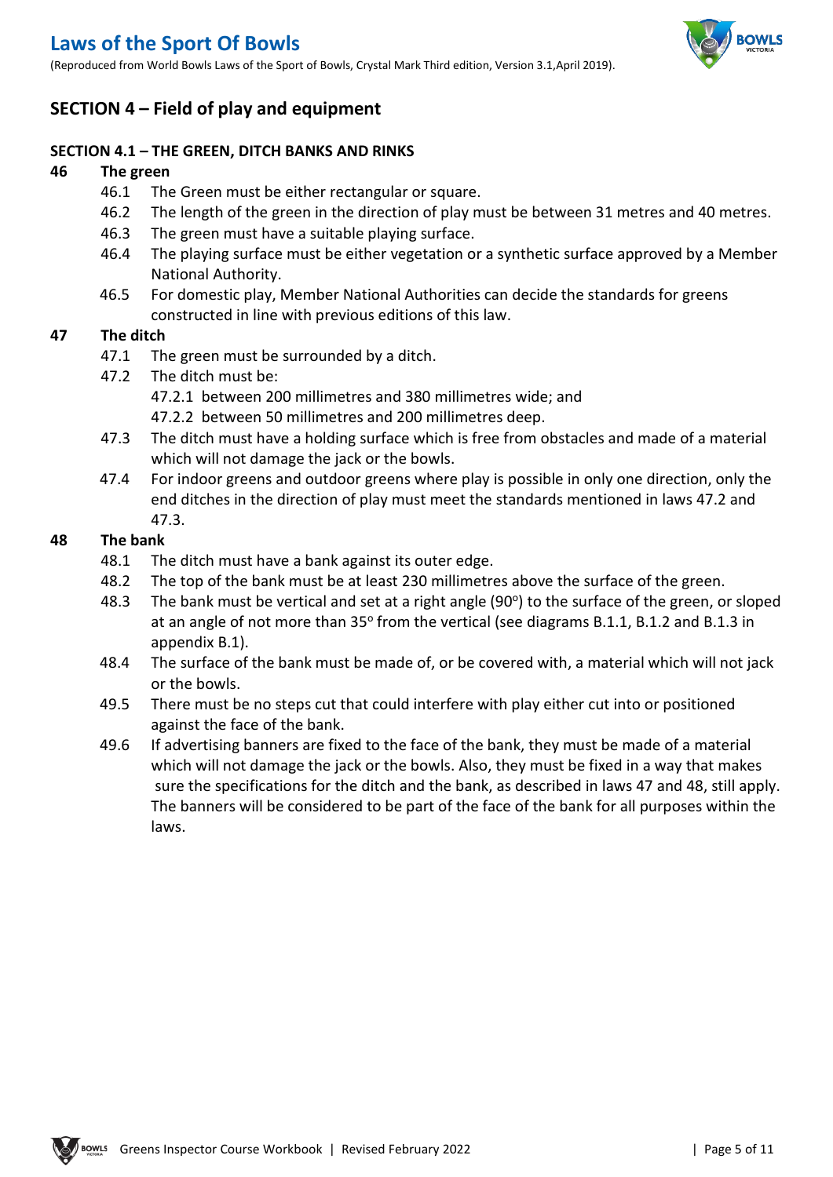# Laws of the Sport Of Bowls

(Reproduced from World Bowls Laws of the Sport of Bowls, Crystal Mark Third edition, Version 3.1,April 2019).

## SECTION 4 – Field of play and equipment

### SECTION 4.1 – THE GREEN, DITCH BANKS AND RINKS

**46 The green**

- 46.1 The Green must be either rectangular or square.
- 46.2 The length of the green in the direction of play must be between 31 metres and 40 metres.
- 46.3 The green must have a suitable playing surface.
- 46.4 The playing surface must be either vegetation or a synthetic surface approved by a Member National Authority.
- 46.5 For domestic play, Member National Authorities can decide the standards for greens constructed in line with previous editions of this law.

**47 The ditch**

- 47.1 The green must be surrounded by a ditch.
- 47.2 The ditch must be:
  - 47.2.1 between 200 millimetres and 380 millimetres wide; and
  - 47.2.2 between 50 millimetres and 200 millimetres deep.
- 47.3 The ditch must have a holding surface which is free from obstacles and made of a material which will not damage the jack or the bowls.
- 47.4 For indoor greens and outdoor greens where play is possible in only one direction, only the end ditches in the direction of play must meet the standards mentioned in laws 47.2 and 47.3.

**48 The bank**

- 48.1 The ditch must have a bank against its outer edge.
- 48.2 The top of the bank must be at least 230 millimetres above the surface of the green.
- 48.3 The bank must be vertical and set at a right angle (90°) to the surface of the green, or sloped at an angle of not more than 35° from the vertical (see diagrams B.1.1, B.1.2 and B.1.3 in appendix B.1).
- 48.4 The surface of the bank must be made of, or be covered with, a material which will not jack or the bowls.
- 49.5 There must be no steps cut that could interfere with play either cut into or positioned against the face of the bank.
- 49.6 If advertising banners are fixed to the face of the bank, they must be made of a material which will not damage the jack or the bowls. Also, they must be fixed in a way that makes sure the specifications for the ditch and the bank, as described in laws 47 and 48, still apply. The banners will be considered to be part of the face of the bank for all purposes within the laws.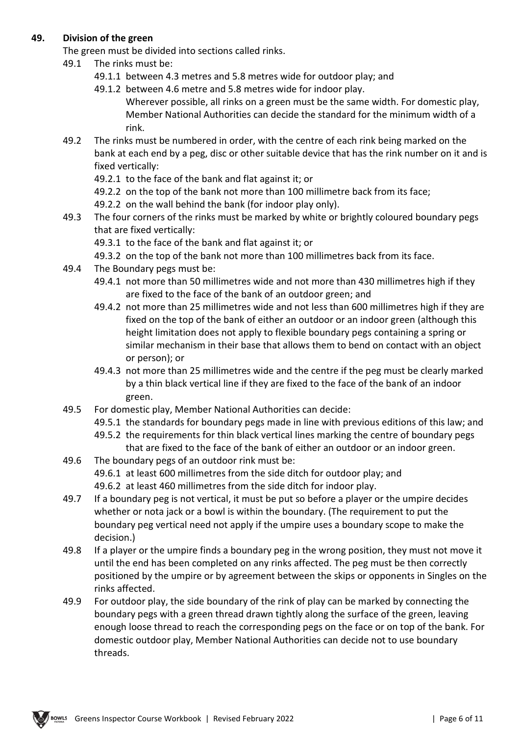## 49. Division of the green

The green must be divided into sections called rinks.

- 49.1 The rinks must be:
  - 49.1.1 between 4.3 metres and 5.8 metres wide for outdoor play; and
  - 49.1.2 between 4.6 metre and 5.8 metres wide for indoor play.
    Wherever possible, all rinks on a green must be the same width. For domestic play, Member National Authorities can decide the standard for the minimum width of a rink.
- 49.2 The rinks must be numbered in order, with the centre of each rink being marked on the bank at each end by a peg, disc or other suitable device that has the rink number on it and is fixed vertically:
  - 49.2.1 to the face of the bank and flat against it; or
  - 49.2.2 on the top of the bank not more than 100 millimetre back from its face;
  - 49.2.2 on the wall behind the bank (for indoor play only).
- 49.3 The four corners of the rinks must be marked by white or brightly coloured boundary pegs that are fixed vertically:
  - 49.3.1 to the face of the bank and flat against it; or
  - 49.3.2 on the top of the bank not more than 100 millimetres back from its face.
- 49.4 The Boundary pegs must be:
  - 49.4.1 not more than 50 millimetres wide and not more than 430 millimetres high if they are fixed to the face of the bank of an outdoor green; and
  - 49.4.2 not more than 25 millimetres wide and not less than 600 millimetres high if they are fixed on the top of the bank of either an outdoor or an indoor green (although this height limitation does not apply to flexible boundary pegs containing a spring or similar mechanism in their base that allows them to bend on contact with an object or person); or
  - 49.4.3 not more than 25 millimetres wide and the centre if the peg must be clearly marked by a thin black vertical line if they are fixed to the face of the bank of an indoor green.
- 49.5 For domestic play, Member National Authorities can decide:
  - 49.5.1 the standards for boundary pegs made in line with previous editions of this law; and
  - 49.5.2 the requirements for thin black vertical lines marking the centre of boundary pegs that are fixed to the face of the bank of either an outdoor or an indoor green.
- 49.6 The boundary pegs of an outdoor rink must be:
  - 49.6.1 at least 600 millimetres from the side ditch for outdoor play; and
  - 49.6.2 at least 460 millimetres from the side ditch for indoor play.
- 49.7 If a boundary peg is not vertical, it must be put so before a player or the umpire decides whether or nota jack or a bowl is within the boundary. (The requirement to put the boundary peg vertical need not apply if the umpire uses a boundary scope to make the decision.)
- 49.8 If a player or the umpire finds a boundary peg in the wrong position, they must not move it until the end has been completed on any rinks affected. The peg must be then correctly positioned by the umpire or by agreement between the skips or opponents in Singles on the rinks affected.
- 49.9 For outdoor play, the side boundary of the rink of play can be marked by connecting the boundary pegs with a green thread drawn tightly along the surface of the green, leaving enough loose thread to reach the corresponding pegs on the face or on top of the bank. For domestic outdoor play, Member National Authorities can decide not to use boundary threads.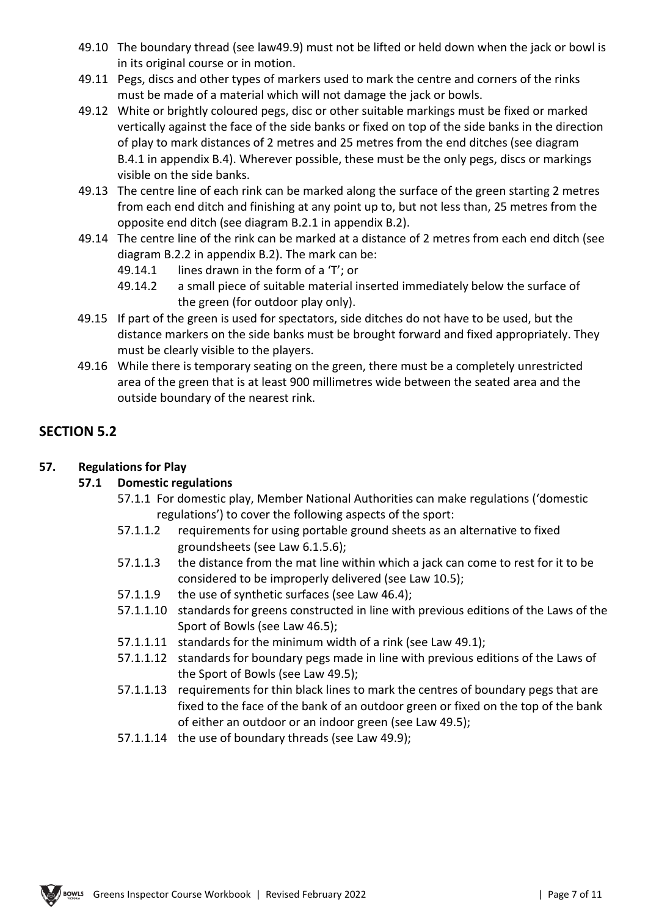49.10 The boundary thread (see law49.9) must not be lifted or held down when the jack or bowl is in its original course or in motion.

49.11 Pegs, discs and other types of markers used to mark the centre and corners of the rinks must be made of a material which will not damage the jack or bowls.

49.12 White or brightly coloured pegs, disc or other suitable markings must be fixed or marked vertically against the face of the side banks or fixed on top of the side banks in the direction of play to mark distances of 2 metres and 25 metres from the end ditches (see diagram B.4.1 in appendix B.4). Wherever possible, these must be the only pegs, discs or markings visible on the side banks.

49.13 The centre line of each rink can be marked along the surface of the green starting 2 metres from each end ditch and finishing at any point up to, but not less than, 25 metres from the opposite end ditch (see diagram B.2.1 in appendix B.2).

49.14 The centre line of the rink can be marked at a distance of 2 metres from each end ditch (see diagram B.2.2 in appendix B.2). The mark can be:

- 49.14.1 lines drawn in the form of a 'T'; or
- 49.14.2 a small piece of suitable material inserted immediately below the surface of the green (for outdoor play only).

49.15 If part of the green is used for spectators, side ditches do not have to be used, but the distance markers on the side banks must be brought forward and fixed appropriately. They must be clearly visible to the players.

49.16 While there is temporary seating on the green, there must be a completely unrestricted area of the green that is at least 900 millimetres wide between the seated area and the outside boundary of the nearest rink.

## SECTION 5.2

### 57. Regulations for Play

#### 57.1 Domestic regulations

57.1.1 For domestic play, Member National Authorities can make regulations ('domestic regulations') to cover the following aspects of the sport:

- 57.1.1.2 requirements for using portable ground sheets as an alternative to fixed groundsheets (see Law 6.1.5.6);
- 57.1.1.3 the distance from the mat line within which a jack can come to rest for it to be considered to be improperly delivered (see Law 10.5);
- 57.1.1.9 the use of synthetic surfaces (see Law 46.4);
- 57.1.1.10 standards for greens constructed in line with previous editions of the Laws of the Sport of Bowls (see Law 46.5);
- 57.1.1.11 standards for the minimum width of a rink (see Law 49.1);
- 57.1.1.12 standards for boundary pegs made in line with previous editions of the Laws of the Sport of Bowls (see Law 49.5);
- 57.1.1.13 requirements for thin black lines to mark the centres of boundary pegs that are fixed to the face of the bank of an outdoor green or fixed on the top of the bank of either an outdoor or an indoor green (see Law 49.5);
- 57.1.1.14 the use of boundary threads (see Law 49.9);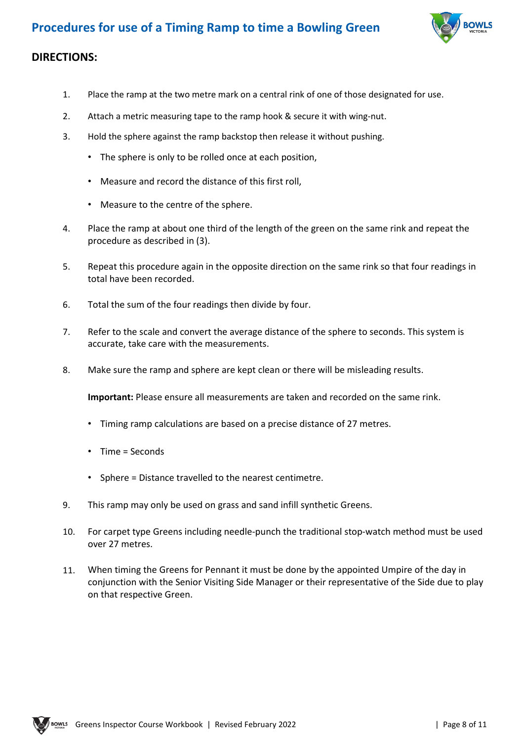# Procedures for use of a Timing Ramp to time a Bowling Green

## DIRECTIONS:

1. Place the ramp at the two metre mark on a central rink of one of those designated for use.
2. Attach a metric measuring tape to the ramp hook & secure it with wing-nut.
3. Hold the sphere against the ramp backstop then release it without pushing.
   - The sphere is only to be rolled once at each position,
   - Measure and record the distance of this first roll,
   - Measure to the centre of the sphere.
4. Place the ramp at about one third of the length of the green on the same rink and repeat the procedure as described in (3).
5. Repeat this procedure again in the opposite direction on the same rink so that four readings in total have been recorded.
6. Total the sum of the four readings then divide by four.
7. Refer to the scale and convert the average distance of the sphere to seconds. This system is accurate, take care with the measurements.
8. Make sure the ramp and sphere are kept clean or there will be misleading results.

   **Important:** Please ensure all measurements are taken and recorded on the same rink.

   - Timing ramp calculations are based on a precise distance of 27 metres.
   - Time = Seconds
   - Sphere = Distance travelled to the nearest centimetre.
9. This ramp may only be used on grass and sand infill synthetic Greens.
10. For carpet type Greens including needle-punch the traditional stop-watch method must be used over 27 metres.
11. When timing the Greens for Pennant it must be done by the appointed Umpire of the day in conjunction with the Senior Visiting Side Manager or their representative of the Side due to play on that respective Green.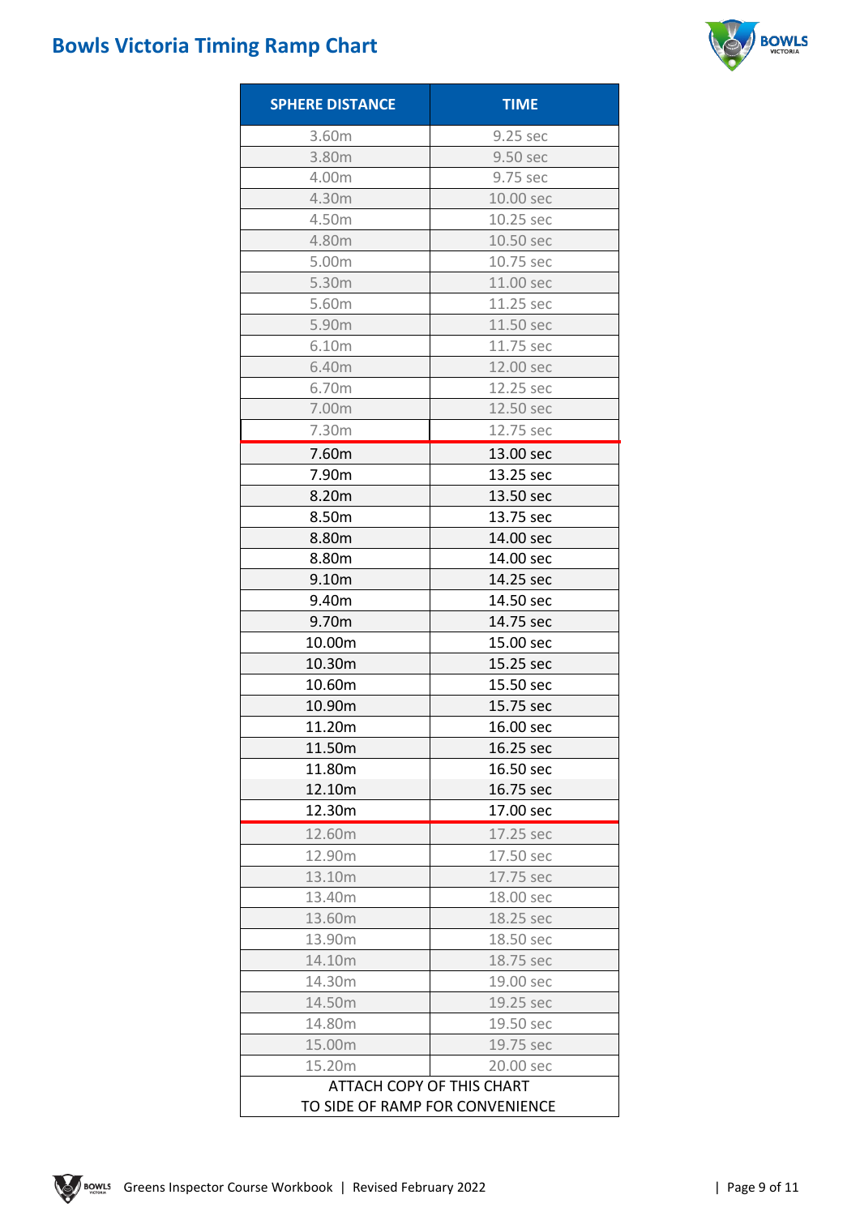# Bowls Victoria Timing Ramp Chart

| SPHERE DISTANCE | TIME |
|---|---|
| 3.60m | 9.25 sec |
| 3.80m | 9.50 sec |
| 4.00m | 9.75 sec |
| 4.30m | 10.00 sec |
| 4.50m | 10.25 sec |
| 4.80m | 10.50 sec |
| 5.00m | 10.75 sec |
| 5.30m | 11.00 sec |
| 5.60m | 11.25 sec |
| 5.90m | 11.50 sec |
| 6.10m | 11.75 sec |
| 6.40m | 12.00 sec |
| 6.70m | 12.25 sec |
| 7.00m | 12.50 sec |
| 7.30m | 12.75 sec |
| 7.60m | 13.00 sec |
| 7.90m | 13.25 sec |
| 8.20m | 13.50 sec |
| 8.50m | 13.75 sec |
| 8.80m | 14.00 sec |
| 8.80m | 14.00 sec |
| 9.10m | 14.25 sec |
| 9.40m | 14.50 sec |
| 9.70m | 14.75 sec |
| 10.00m | 15.00 sec |
| 10.30m | 15.25 sec |
| 10.60m | 15.50 sec |
| 10.90m | 15.75 sec |
| 11.20m | 16.00 sec |
| 11.50m | 16.25 sec |
| 11.80m | 16.50 sec |
| 12.10m | 16.75 sec |
| 12.30m | 17.00 sec |
| 12.60m | 17.25 sec |
| 12.90m | 17.50 sec |
| 13.10m | 17.75 sec |
| 13.40m | 18.00 sec |
| 13.60m | 18.25 sec |
| 13.90m | 18.50 sec |
| 14.10m | 18.75 sec |
| 14.30m | 19.00 sec |
| 14.50m | 19.25 sec |
| 14.80m | 19.50 sec |
| 15.00m | 19.75 sec |
| 15.20m | 20.00 sec |
| ATTACH COPY OF THIS CHART TO SIDE OF RAMP FOR CONVENIENCE | |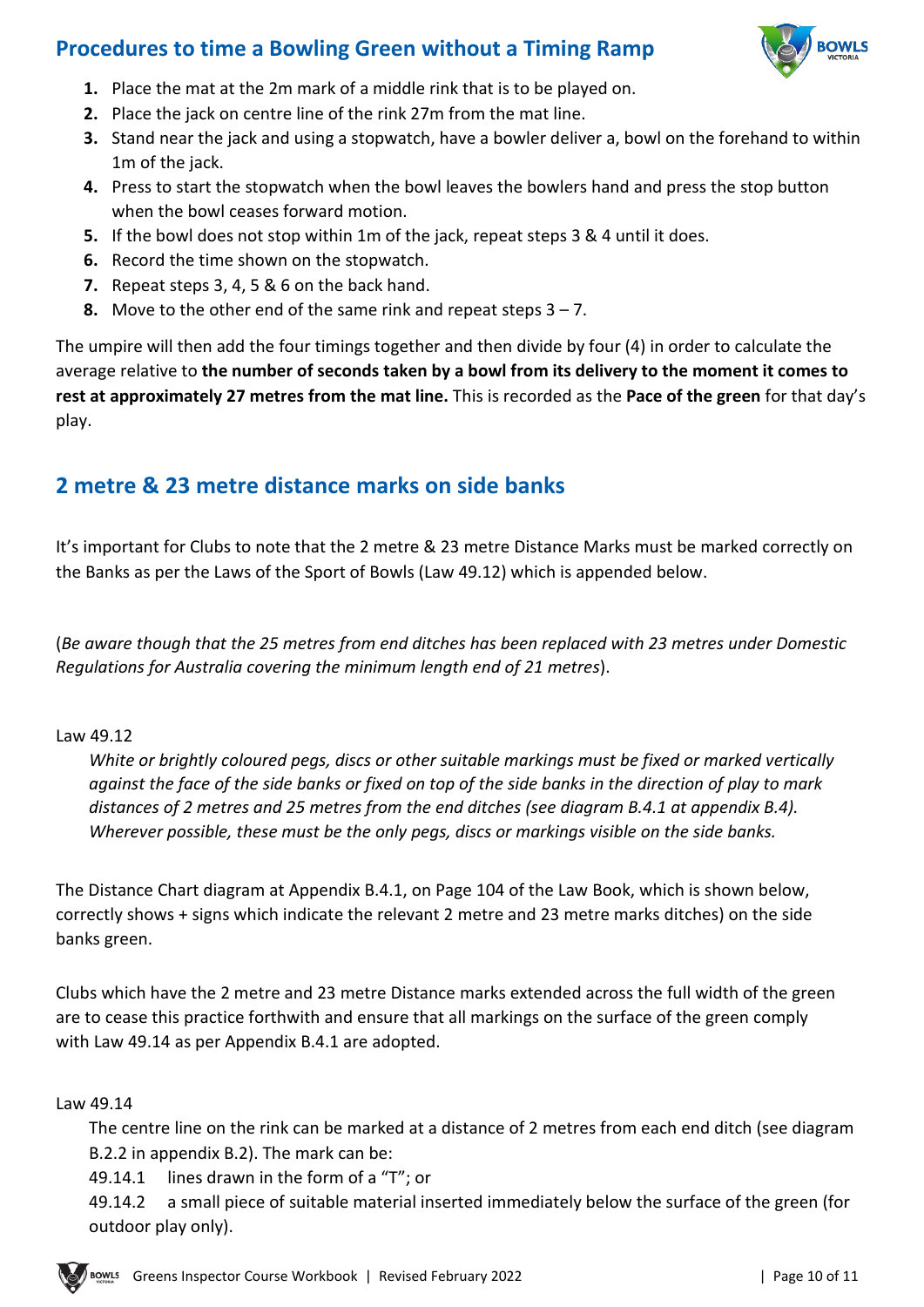## Procedures to time a Bowling Green without a Timing Ramp

1. Place the mat at the 2m mark of a middle rink that is to be played on.
2. Place the jack on centre line of the rink 27m from the mat line.
3. Stand near the jack and using a stopwatch, have a bowler deliver a, bowl on the forehand to within 1m of the jack.
4. Press to start the stopwatch when the bowl leaves the bowlers hand and press the stop button when the bowl ceases forward motion.
5. If the bowl does not stop within 1m of the jack, repeat steps 3 & 4 until it does.
6. Record the time shown on the stopwatch.
7. Repeat steps 3, 4, 5 & 6 on the back hand.
8. Move to the other end of the same rink and repeat steps 3 – 7.

The umpire will then add the four timings together and then divide by four (4) in order to calculate the average relative to **the number of seconds taken by a bowl from its delivery to the moment it comes to rest at approximately 27 metres from the mat line.** This is recorded as the **Pace of the green** for that day's play.

## 2 metre & 23 metre distance marks on side banks

It's important for Clubs to note that the 2 metre & 23 metre Distance Marks must be marked correctly on the Banks as per the Laws of the Sport of Bowls (Law 49.12) which is appended below.

(*Be aware though that the 25 metres from end ditches has been replaced with 23 metres under Domestic Regulations for Australia covering the minimum length end of 21 metres*).

Law 49.12

*White or brightly coloured pegs, discs or other suitable markings must be fixed or marked vertically against the face of the side banks or fixed on top of the side banks in the direction of play to mark distances of 2 metres and 25 metres from the end ditches (see diagram B.4.1 at appendix B.4). Wherever possible, these must be the only pegs, discs or markings visible on the side banks.*

The Distance Chart diagram at Appendix B.4.1, on Page 104 of the Law Book, which is shown below, correctly shows + signs which indicate the relevant 2 metre and 23 metre marks ditches) on the side banks green.

Clubs which have the 2 metre and 23 metre Distance marks extended across the full width of the green are to cease this practice forthwith and ensure that all markings on the surface of the green comply with Law 49.14 as per Appendix B.4.1 are adopted.

Law 49.14

The centre line on the rink can be marked at a distance of 2 metres from each end ditch (see diagram B.2.2 in appendix B.2). The mark can be:

49.14.1 lines drawn in the form of a "T"; or

49.14.2 a small piece of suitable material inserted immediately below the surface of the green (for outdoor play only).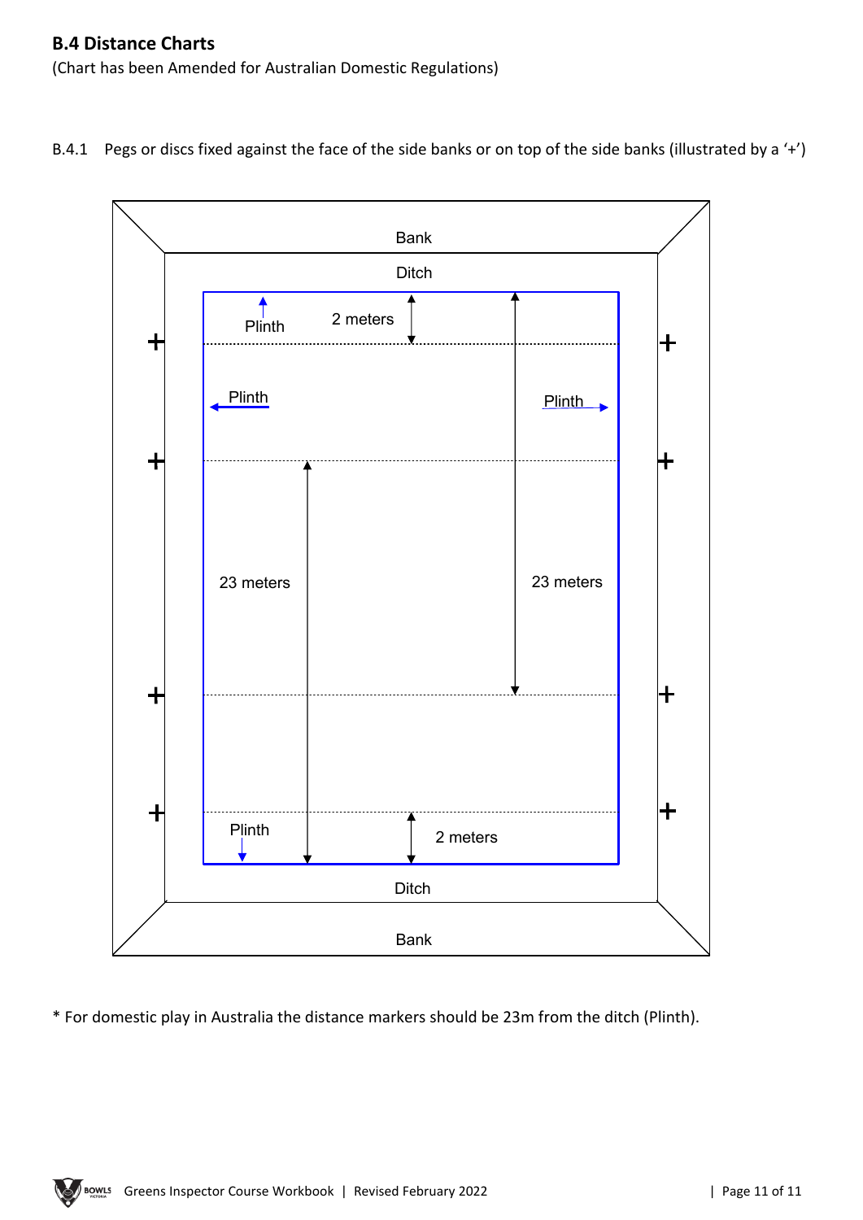## B.4 Distance Charts

(Chart has been Amended for Australian Domestic Regulations)

B.4.1 Pegs or discs fixed against the face of the side banks or on top of the side banks (illustrated by a '+')

Bank

Ditch

Plinth

2 meters

Plinth

Plinth

23 meters

23 meters

Plinth

2 meters

Ditch

Bank

* For domestic play in Australia the distance markers should be 23m from the ditch (Plinth).